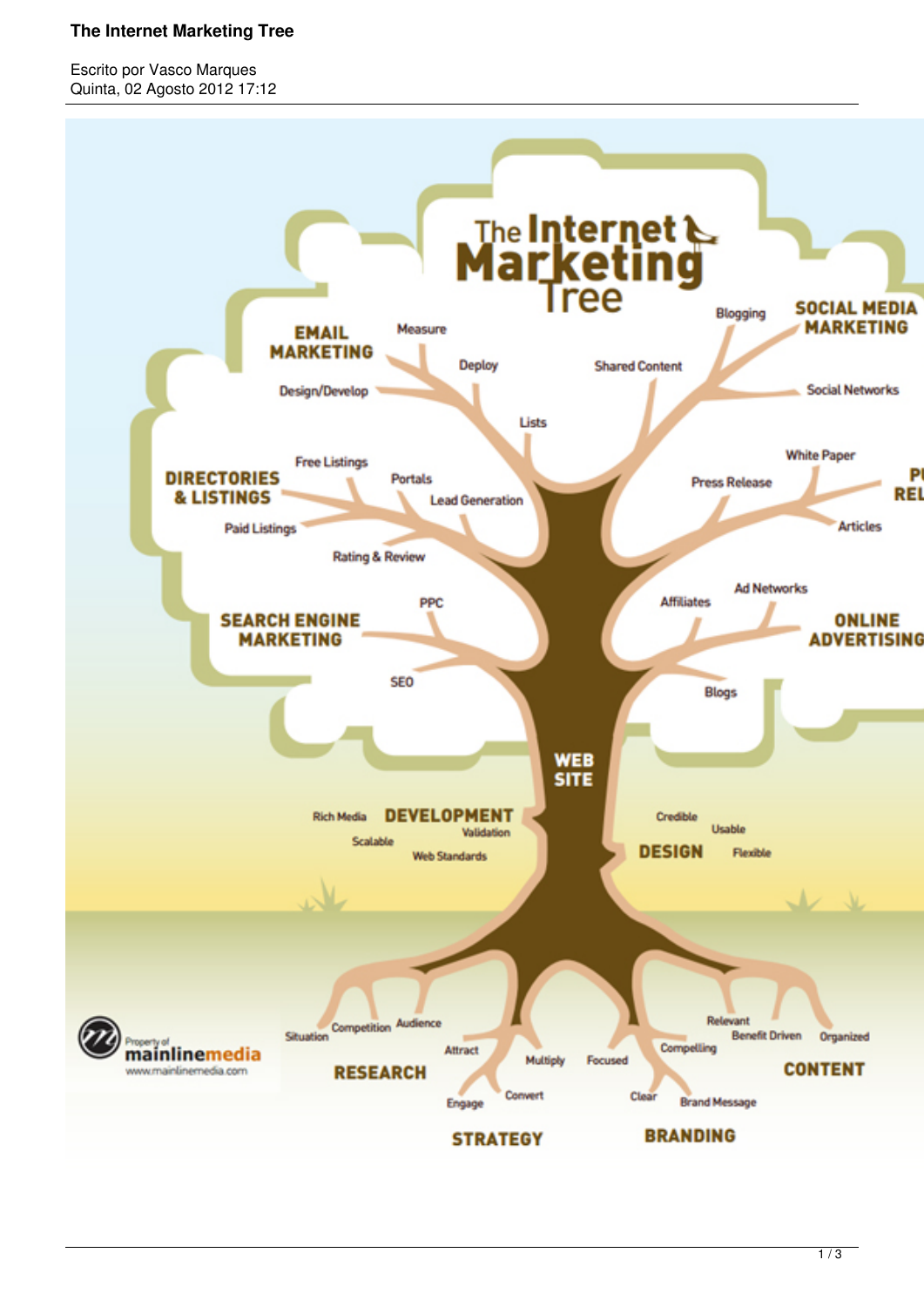# The Internet Marketing Tree

Escrito por Vasco Marques
Quinta, 02 Agosto 2012 17:12

## The Internet Marketing Tree

**EMAIL MARKETING**
- Measure
- Deploy
- Design/Develop
- Lists

**SOCIAL MEDIA MARKETING**
- Blogging
- Shared Content
- Social Networks

**DIRECTORIES & LISTINGS**
- Free Listings
- Portals
- Lead Generation
- Paid Listings
- Rating & Review

**PUBLIC RELATIONS**
- White Paper
- Press Release
- Articles

**SEARCH ENGINE MARKETING**
- PPC
- SEO

**ONLINE ADVERTISING**
- Affiliates
- Ad Networks
- Blogs

**WEB SITE**

**DEVELOPMENT**
- Rich Media
- Validation
- Scalable
- Web Standards

**DESIGN**
- Credible
- Usable
- Flexible

**RESEARCH**
- Situation
- Competition
- Audience

**STRATEGY**
- Attract
- Multiply
- Engage
- Convert

**BRANDING**
- Focused
- Compelling
- Clear
- Brand Message

**CONTENT**
- Relevant
- Benefit Driven
- Organized

Property of mainlinemedia
www.mainlinemedia.com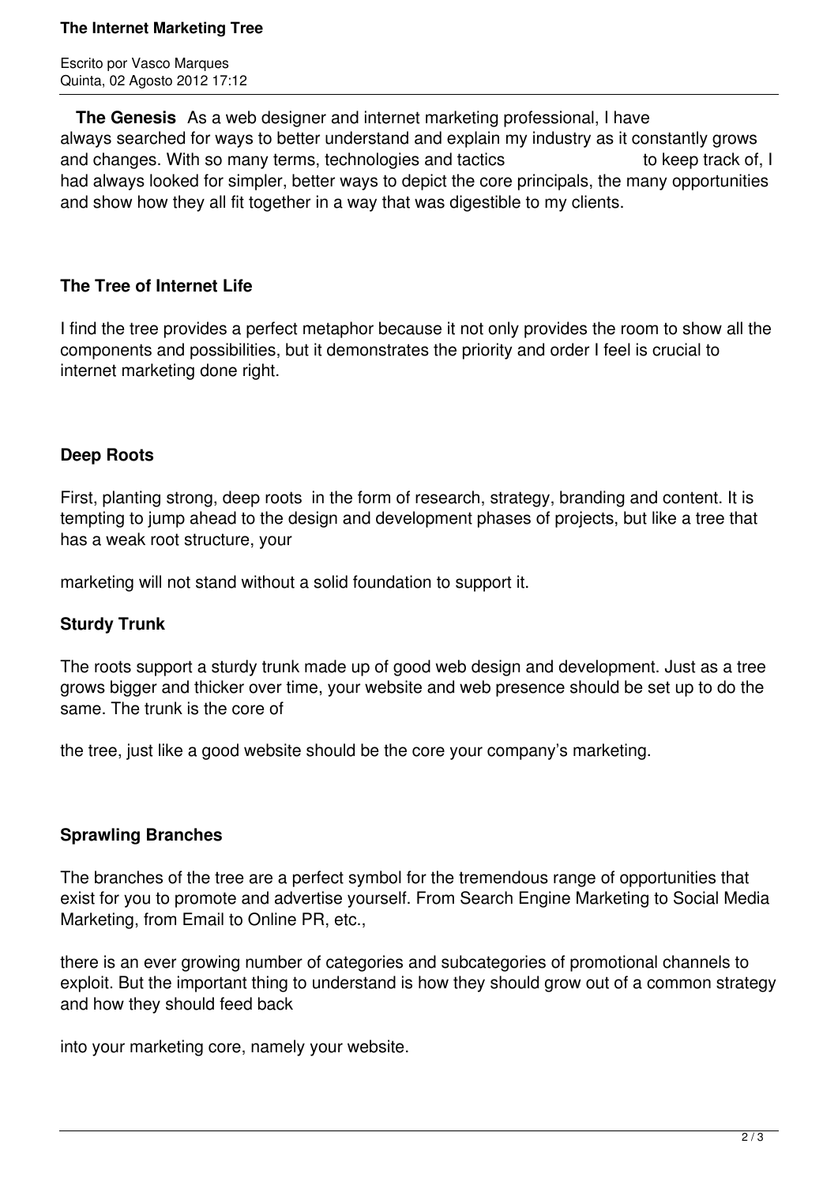**The Genesis** As a web designer and internet marketing professional, I have always searched for ways to better understand and explain my industry as it constantly grows and changes. With so many terms, technologies and tactics to keep track of, I had always looked for simpler, better ways to depict the core principals, the many opportunities and show how they all fit together in a way that was digestible to my clients.

**The Tree of Internet Life**

I find the tree provides a perfect metaphor because it not only provides the room to show all the components and possibilities, but it demonstrates the priority and order I feel is crucial to internet marketing done right.

**Deep Roots**

First, planting strong, deep roots in the form of research, strategy, branding and content. It is tempting to jump ahead to the design and development phases of projects, but like a tree that has a weak root structure, your marketing will not stand without a solid foundation to support it.

**Sturdy Trunk**

The roots support a sturdy trunk made up of good web design and development. Just as a tree grows bigger and thicker over time, your website and web presence should be set up to do the same. The trunk is the core of the tree, just like a good website should be the core your company's marketing.

**Sprawling Branches**

The branches of the tree are a perfect symbol for the tremendous range of opportunities that exist for you to promote and advertise yourself. From Search Engine Marketing to Social Media Marketing, from Email to Online PR, etc., there is an ever growing number of categories and subcategories of promotional channels to exploit. But the important thing to understand is how they should grow out of a common strategy and how they should feed back into your marketing core, namely your website.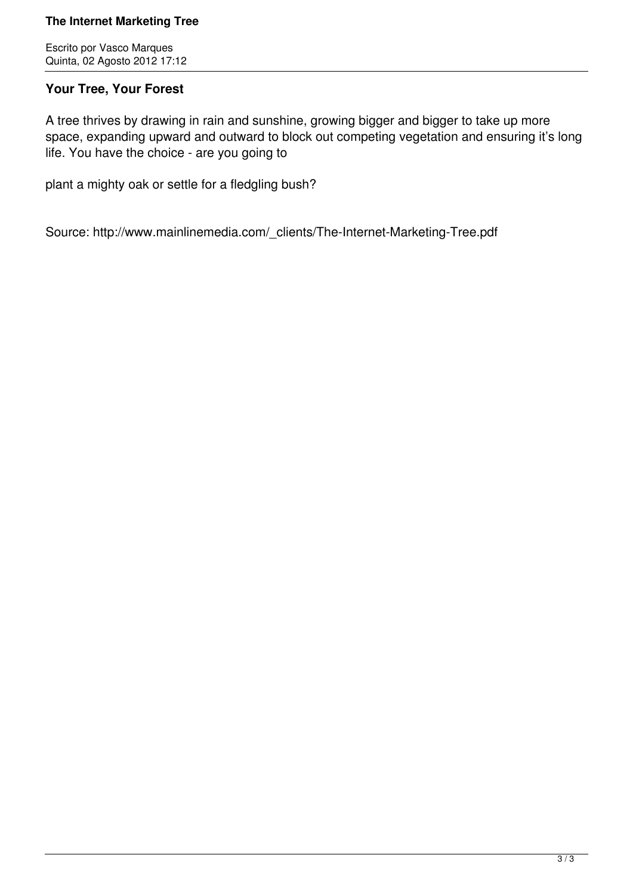## Your Tree, Your Forest

A tree thrives by drawing in rain and sunshine, growing bigger and bigger to take up more space, expanding upward and outward to block out competing vegetation and ensuring it's long life. You have the choice - are you going to

plant a mighty oak or settle for a fledgling bush?

Source: http://www.mainlinemedia.com/_clients/The-Internet-Marketing-Tree.pdf